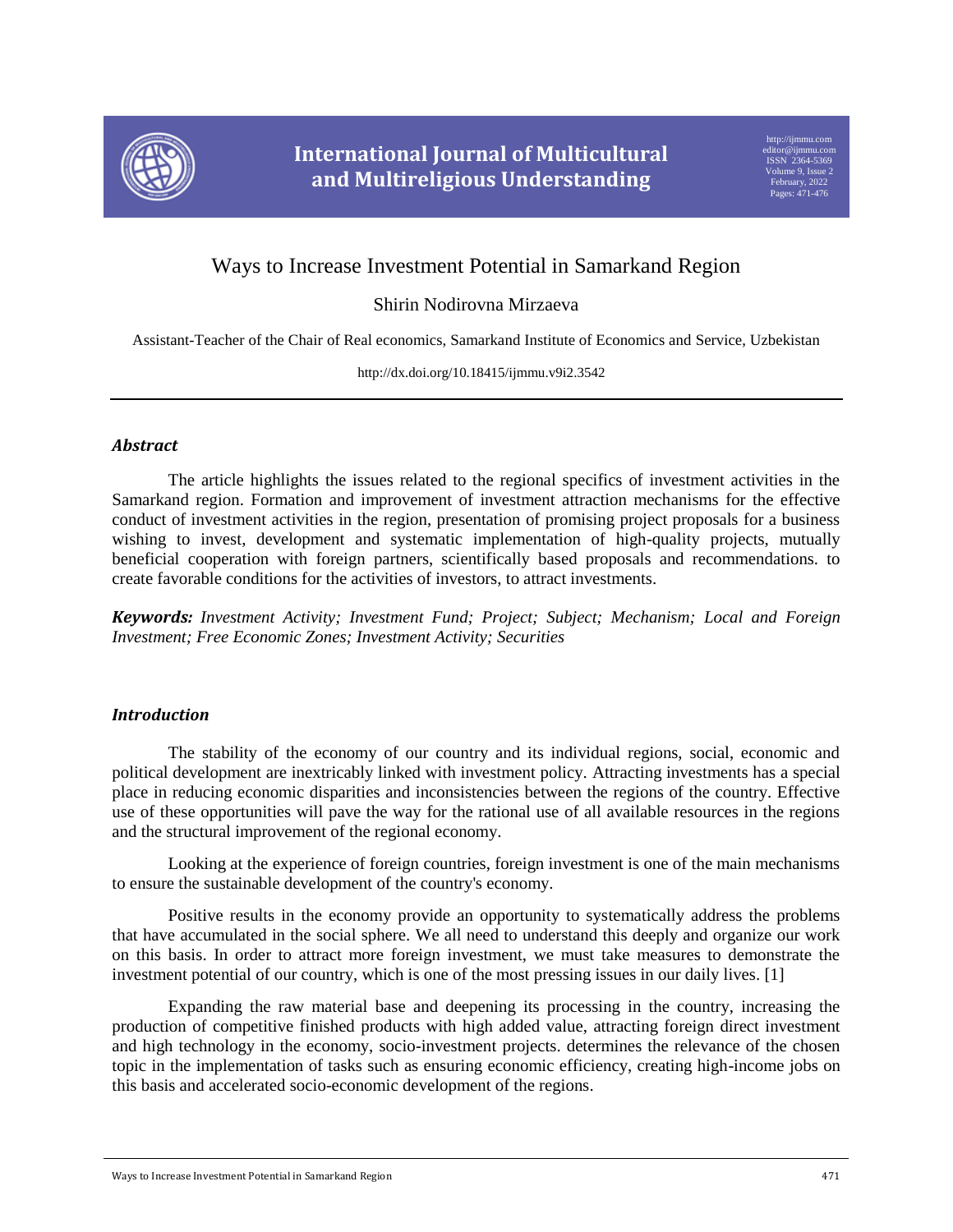# Ways to Increase Investment Potential in Samarkand Region

Shirin Nodirovna Mirzaeva

Assistant-Teacher of the Chair of Real economics, Samarkand Institute of Economics and Service, Uzbekistan

http://dx.doi.org/10.18415/ijmmu.v9i2.3542

## *Abstract*

The article highlights the issues related to the regional specifics of investment activities in the Samarkand region. Formation and improvement of investment attraction mechanisms for the effective conduct of investment activities in the region, presentation of promising project proposals for a business wishing to invest, development and systematic implementation of high-quality projects, mutually beneficial cooperation with foreign partners, scientifically based proposals and recommendations. to create favorable conditions for the activities of investors, to attract investments.

***Keywords:*** *Investment Activity; Investment Fund; Project; Subject; Mechanism; Local and Foreign Investment; Free Economic Zones; Investment Activity; Securities*

## *Introduction*

The stability of the economy of our country and its individual regions, social, economic and political development are inextricably linked with investment policy. Attracting investments has a special place in reducing economic disparities and inconsistencies between the regions of the country. Effective use of these opportunities will pave the way for the rational use of all available resources in the regions and the structural improvement of the regional economy.

Looking at the experience of foreign countries, foreign investment is one of the main mechanisms to ensure the sustainable development of the country's economy.

Positive results in the economy provide an opportunity to systematically address the problems that have accumulated in the social sphere. We all need to understand this deeply and organize our work on this basis. In order to attract more foreign investment, we must take measures to demonstrate the investment potential of our country, which is one of the most pressing issues in our daily lives. [1]

Expanding the raw material base and deepening its processing in the country, increasing the production of competitive finished products with high added value, attracting foreign direct investment and high technology in the economy, socio-investment projects. determines the relevance of the chosen topic in the implementation of tasks such as ensuring economic efficiency, creating high-income jobs on this basis and accelerated socio-economic development of the regions.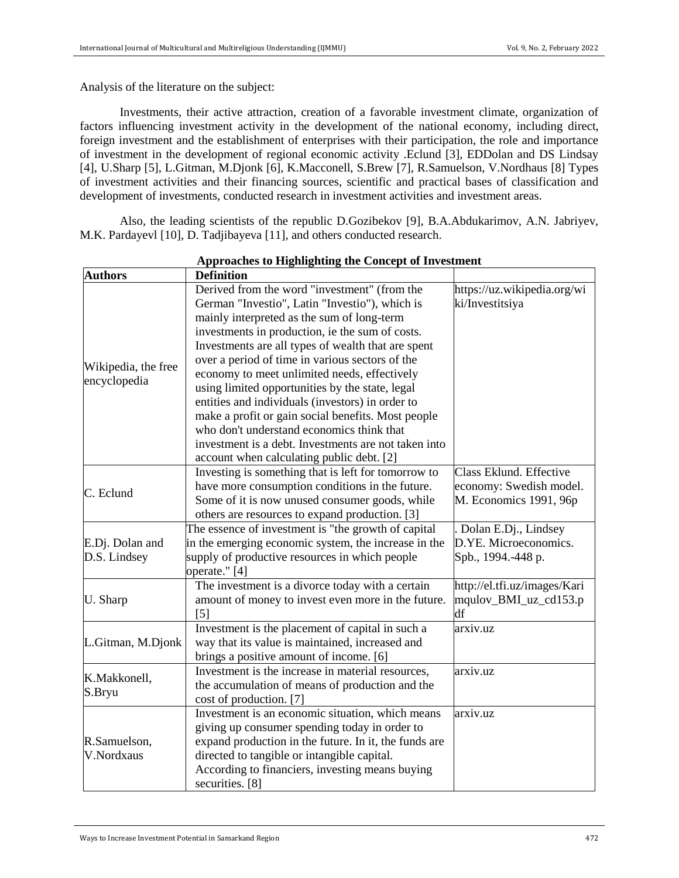Analysis of the literature on the subject:

Investments, their active attraction, creation of a favorable investment climate, organization of factors influencing investment activity in the development of the national economy, including direct, foreign investment and the establishment of enterprises with their participation, the role and importance of investment in the development of regional economic activity .Eclund [3], EDDolan and DS Lindsay [4], U.Sharp [5], L.Gitman, M.Djonk [6], K.Macconell, S.Brew [7], R.Samuelson, V.Nordhaus [8] Types of investment activities and their financing sources, scientific and practical bases of classification and development of investments, conducted research in investment activities and investment areas.

Also, the leading scientists of the republic D.Gozibekov [9], B.A.Abdukarimov, A.N. Jabriyev, M.K. Pardayevl [10], D. Tadjibayeva [11], and others conducted research.

**Approaches to Highlighting the Concept of Investment**

| **Authors** | **Definition** | |
|---|---|---|
| Wikipedia, the free encyclopedia | Derived from the word "investment" (from the German "Investio", Latin "Investio"), which is mainly interpreted as the sum of long-term investments in production, ie the sum of costs. Investments are all types of wealth that are spent over a period of time in various sectors of the economy to meet unlimited needs, effectively using limited opportunities by the state, legal entities and individuals (investors) in order to make a profit or gain social benefits. Most people who don't understand economics think that investment is a debt. Investments are not taken into account when calculating public debt. [2] | https://uz.wikipedia.org/wiki/Investitsiya |
| C. Eclund | Investing is something that is left for tomorrow to have more consumption conditions in the future. Some of it is now unused consumer goods, while others are resources to expand production. [3] | Class Eklund. Effective economy: Swedish model. M. Economics 1991, 96p |
| E.Dj. Dolan and D.S. Lindsey | The essence of investment is "the growth of capital in the emerging economic system, the increase in the supply of productive resources in which people operate." [4] | . Dolan E.Dj., Lindsey D.YE. Microeconomics. Spb., 1994.-448 p. |
| U. Sharp | The investment is a divorce today with a certain amount of money to invest even more in the future. [5] | http://el.tfi.uz/images/Karimqulov_BMI_uz_cd153.pdf |
| L.Gitman, M.Djonk | Investment is the placement of capital in such a way that its value is maintained, increased and brings a positive amount of income. [6] | arxiv.uz |
| K.Makkonell, S.Bryu | Investment is the increase in material resources, the accumulation of means of production and the cost of production. [7] | arxiv.uz |
| R.Samuelson, V.Nordxaus | Investment is an economic situation, which means giving up consumer spending today in order to expand production in the future. In it, the funds are directed to tangible or intangible capital. According to financiers, investing means buying securities. [8] | arxiv.uz |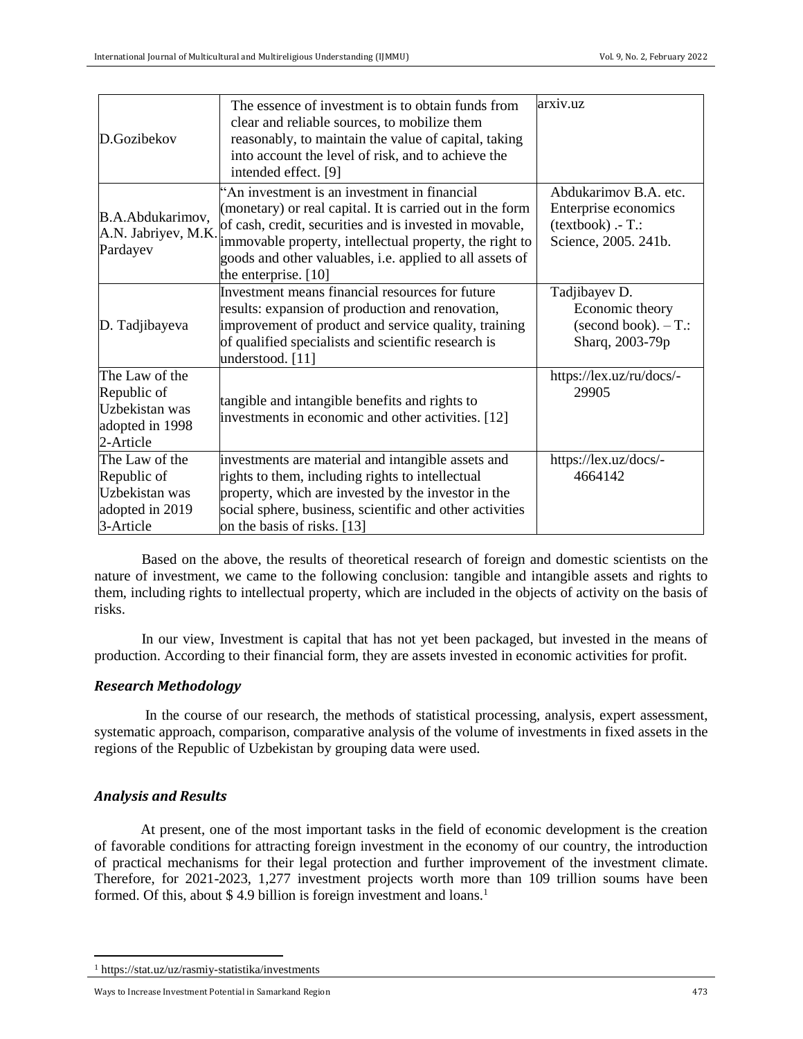| | | |
|---|---|---|
| D.Gozibekov | The essence of investment is to obtain funds from clear and reliable sources, to mobilize them reasonably, to maintain the value of capital, taking into account the level of risk, and to achieve the intended effect. [9] | arxiv.uz |
| B.A.Abdukarimov, A.N. Jabriyev, M.K. Pardayev | "An investment is an investment in financial (monetary) or real capital. It is carried out in the form of cash, credit, securities and is invested in movable, immovable property, intellectual property, the right to goods and other valuables, i.e. applied to all assets of the enterprise. [10] | Abdukarimov B.A. etc. Enterprise economics (textbook) .- T.: Science, 2005. 241b. |
| D. Tadjibayeva | Investment means financial resources for future results: expansion of production and renovation, improvement of product and service quality, training of qualified specialists and scientific research is understood. [11] | Tadjibayev D. Economic theory (second book). – T.: Sharq, 2003-79p |
| The Law of the Republic of Uzbekistan was adopted in 1998 2-Article | tangible and intangible benefits and rights to investments in economic and other activities. [12] | https://lex.uz/ru/docs/-29905 |
| The Law of the Republic of Uzbekistan was adopted in 2019 3-Article | investments are material and intangible assets and rights to them, including rights to intellectual property, which are invested by the investor in the social sphere, business, scientific and other activities on the basis of risks. [13] | https://lex.uz/docs/-4664142 |

Based on the above, the results of theoretical research of foreign and domestic scientists on the nature of investment, we came to the following conclusion: tangible and intangible assets and rights to them, including rights to intellectual property, which are included in the objects of activity on the basis of risks.

In our view, Investment is capital that has not yet been packaged, but invested in the means of production. According to their financial form, they are assets invested in economic activities for profit.

### *Research Methodology*

In the course of our research, the methods of statistical processing, analysis, expert assessment, systematic approach, comparison, comparative analysis of the volume of investments in fixed assets in the regions of the Republic of Uzbekistan by grouping data were used.

### *Analysis and Results*

At present, one of the most important tasks in the field of economic development is the creation of favorable conditions for attracting foreign investment in the economy of our country, the introduction of practical mechanisms for their legal protection and further improvement of the investment climate. Therefore, for 2021-2023, 1,277 investment projects worth more than 109 trillion soums have been formed. Of this, about $ 4.9 billion is foreign investment and loans.[1]

[1] https://stat.uz/uz/rasmiy-statistika/investments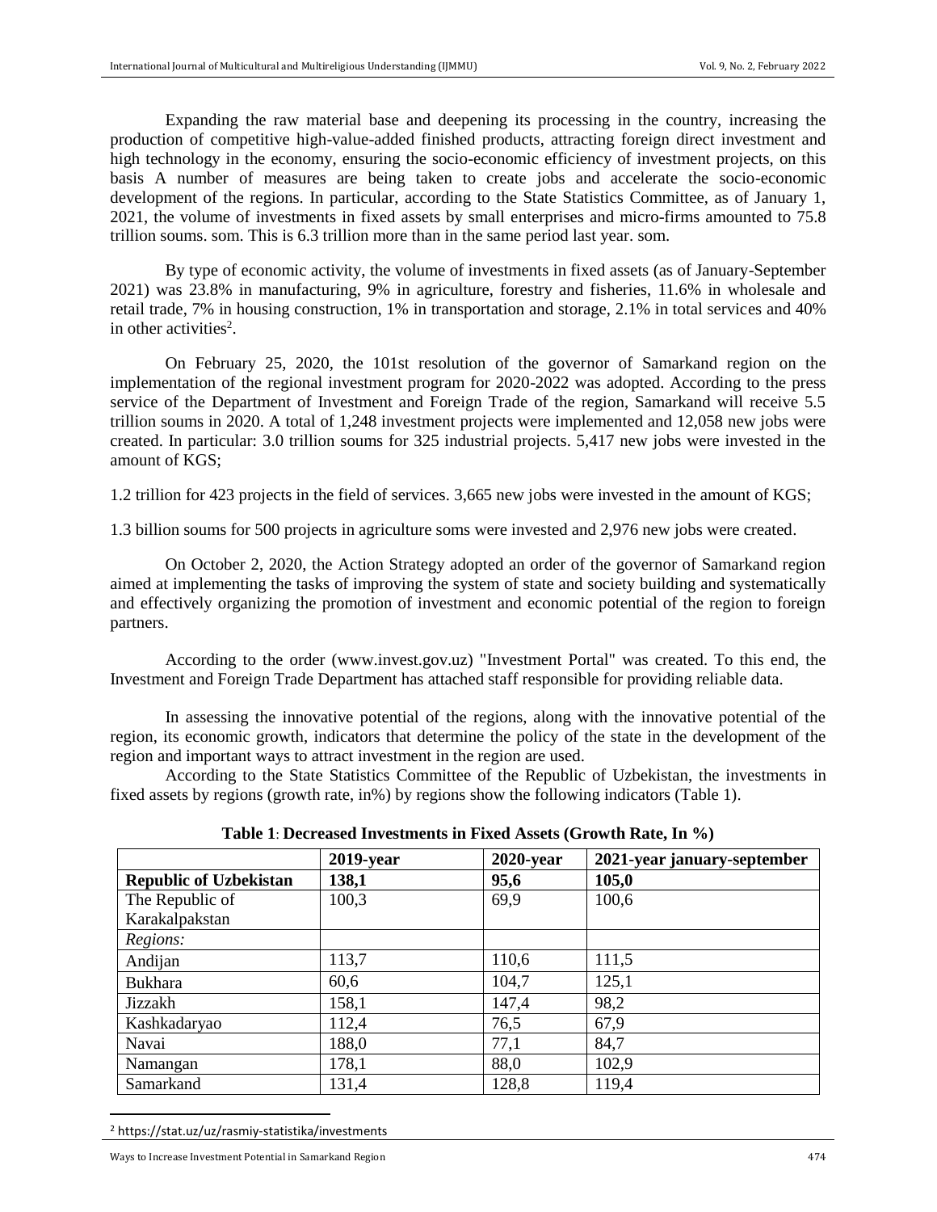Expanding the raw material base and deepening its processing in the country, increasing the production of competitive high-value-added finished products, attracting foreign direct investment and high technology in the economy, ensuring the socio-economic efficiency of investment projects, on this basis A number of measures are being taken to create jobs and accelerate the socio-economic development of the regions. In particular, according to the State Statistics Committee, as of January 1, 2021, the volume of investments in fixed assets by small enterprises and micro-firms amounted to 75.8 trillion soums. som. This is 6.3 trillion more than in the same period last year. som.

By type of economic activity, the volume of investments in fixed assets (as of January-September 2021) was 23.8% in manufacturing, 9% in agriculture, forestry and fisheries, 11.6% in wholesale and retail trade, 7% in housing construction, 1% in transportation and storage, 2.1% in total services and 40% in other activities[2].

On February 25, 2020, the 101st resolution of the governor of Samarkand region on the implementation of the regional investment program for 2020-2022 was adopted. According to the press service of the Department of Investment and Foreign Trade of the region, Samarkand will receive 5.5 trillion soums in 2020. A total of 1,248 investment projects were implemented and 12,058 new jobs were created. In particular: 3.0 trillion soums for 325 industrial projects. 5,417 new jobs were invested in the amount of KGS;

1.2 trillion for 423 projects in the field of services. 3,665 new jobs were invested in the amount of KGS;

1.3 billion soums for 500 projects in agriculture soms were invested and 2,976 new jobs were created.

On October 2, 2020, the Action Strategy adopted an order of the governor of Samarkand region aimed at implementing the tasks of improving the system of state and society building and systematically and effectively organizing the promotion of investment and economic potential of the region to foreign partners.

According to the order (www.invest.gov.uz) "Investment Portal" was created. To this end, the Investment and Foreign Trade Department has attached staff responsible for providing reliable data.

In assessing the innovative potential of the regions, along with the innovative potential of the region, its economic growth, indicators that determine the policy of the state in the development of the region and important ways to attract investment in the region are used.

According to the State Statistics Committee of the Republic of Uzbekistan, the investments in fixed assets by regions (growth rate, in%) by regions show the following indicators (Table 1).

**Table 1**: **Decreased Investments in Fixed Assets (Growth Rate, In %)**

| | **2019-year** | **2020-year** | **2021-year january-september** |
|---|---|---|---|
| **Republic of Uzbekistan** | **138,1** | **95,6** | **105,0** |
| The Republic of Karakalpakstan | 100,3 | 69,9 | 100,6 |
| *Regions:* | | | |
| Andijan | 113,7 | 110,6 | 111,5 |
| Bukhara | 60,6 | 104,7 | 125,1 |
| Jizzakh | 158,1 | 147,4 | 98,2 |
| Kashkadaryao | 112,4 | 76,5 | 67,9 |
| Navai | 188,0 | 77,1 | 84,7 |
| Namangan | 178,1 | 88,0 | 102,9 |
| Samarkand | 131,4 | 128,8 | 119,4 |

[2] https://stat.uz/uz/rasmiy-statistika/investments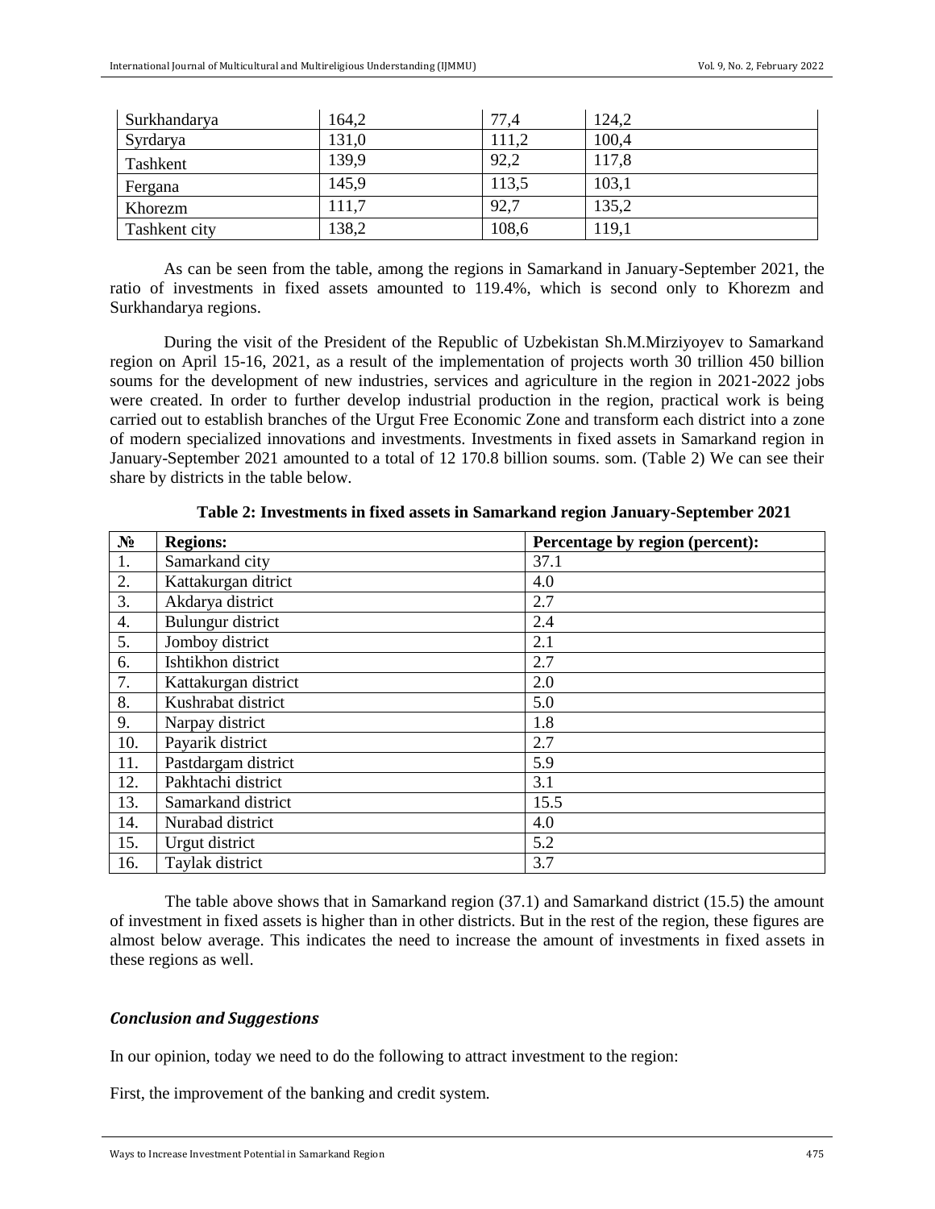| Surkhandarya | 164,2 | 77,4 | 124,2 |
|---|---|---|---|
| Syrdarya | 131,0 | 111,2 | 100,4 |
| Tashkent | 139,9 | 92,2 | 117,8 |
| Fergana | 145,9 | 113,5 | 103,1 |
| Khorezm | 111,7 | 92,7 | 135,2 |
| Tashkent city | 138,2 | 108,6 | 119,1 |

As can be seen from the table, among the regions in Samarkand in January-September 2021, the ratio of investments in fixed assets amounted to 119.4%, which is second only to Khorezm and Surkhandarya regions.

During the visit of the President of the Republic of Uzbekistan Sh.M.Mirziyoyev to Samarkand region on April 15-16, 2021, as a result of the implementation of projects worth 30 trillion 450 billion soums for the development of new industries, services and agriculture in the region in 2021-2022 jobs were created. In order to further develop industrial production in the region, practical work is being carried out to establish branches of the Urgut Free Economic Zone and transform each district into a zone of modern specialized innovations and investments. Investments in fixed assets in Samarkand region in January-September 2021 amounted to a total of 12 170.8 billion soums. som. (Table 2) We can see their share by districts in the table below.

**Table 2: Investments in fixed assets in Samarkand region January-September 2021**

| № | Regions: | Percentage by region (percent): |
|---|---|---|
| 1. | Samarkand city | 37.1 |
| 2. | Kattakurgan ditrict | 4.0 |
| 3. | Akdarya district | 2.7 |
| 4. | Bulungur district | 2.4 |
| 5. | Jomboy district | 2.1 |
| 6. | Ishtikhon district | 2.7 |
| 7. | Kattakurgan district | 2.0 |
| 8. | Kushrabat district | 5.0 |
| 9. | Narpay district | 1.8 |
| 10. | Payarik district | 2.7 |
| 11. | Pastdargam district | 5.9 |
| 12. | Pakhtachi district | 3.1 |
| 13. | Samarkand district | 15.5 |
| 14. | Nurabad district | 4.0 |
| 15. | Urgut district | 5.2 |
| 16. | Taylak district | 3.7 |

The table above shows that in Samarkand region (37.1) and Samarkand district (15.5) the amount of investment in fixed assets is higher than in other districts. But in the rest of the region, these figures are almost below average. This indicates the need to increase the amount of investments in fixed assets in these regions as well.

### *Conclusion and Suggestions*

In our opinion, today we need to do the following to attract investment to the region:

First, the improvement of the banking and credit system.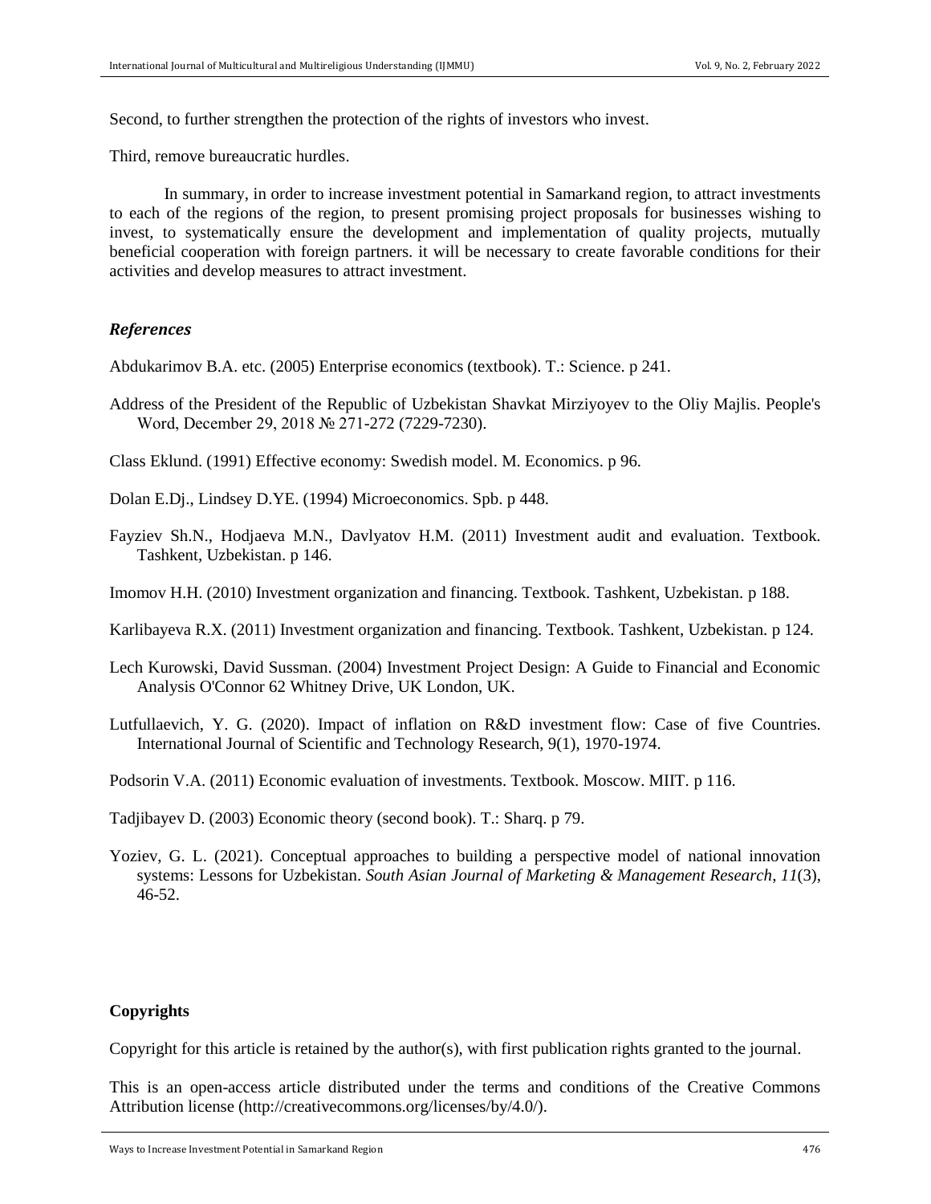Second, to further strengthen the protection of the rights of investors who invest.

Third, remove bureaucratic hurdles.

In summary, in order to increase investment potential in Samarkand region, to attract investments to each of the regions of the region, to present promising project proposals for businesses wishing to invest, to systematically ensure the development and implementation of quality projects, mutually beneficial cooperation with foreign partners. it will be necessary to create favorable conditions for their activities and develop measures to attract investment.

## *References*

Abdukarimov B.A. etc. (2005) Enterprise economics (textbook). T.: Science. p 241.

Address of the President of the Republic of Uzbekistan Shavkat Mirziyoyev to the Oliy Majlis. People's Word, December 29, 2018 № 271-272 (7229-7230).

Class Eklund. (1991) Effective economy: Swedish model. M. Economics. p 96.

Dolan E.Dj., Lindsey D.YE. (1994) Microeconomics. Spb. p 448.

Fayziev Sh.N., Hodjaeva M.N., Davlyatov H.M. (2011) Investment audit and evaluation. Textbook. Tashkent, Uzbekistan. p 146.

Imomov H.H. (2010) Investment organization and financing. Textbook. Tashkent, Uzbekistan. p 188.

Karlibayeva R.X. (2011) Investment organization and financing. Textbook. Tashkent, Uzbekistan. p 124.

Lech Kurowski, David Sussman. (2004) Investment Project Design: A Guide to Financial and Economic Analysis O'Connor 62 Whitney Drive, UK London, UK.

Lutfullaevich, Y. G. (2020). Impact of inflation on R&D investment flow: Case of five Countries. International Journal of Scientific and Technology Research, 9(1), 1970-1974.

Podsorin V.A. (2011) Economic evaluation of investments. Textbook. Moscow. MIIT. p 116.

Tadjibayev D. (2003) Economic theory (second book). T.: Sharq. p 79.

Yoziev, G. L. (2021). Conceptual approaches to building a perspective model of national innovation systems: Lessons for Uzbekistan. *South Asian Journal of Marketing & Management Research*, *11*(3), 46-52.

## **Copyrights**

Copyright for this article is retained by the author(s), with first publication rights granted to the journal.

This is an open-access article distributed under the terms and conditions of the Creative Commons Attribution license (http://creativecommons.org/licenses/by/4.0/).